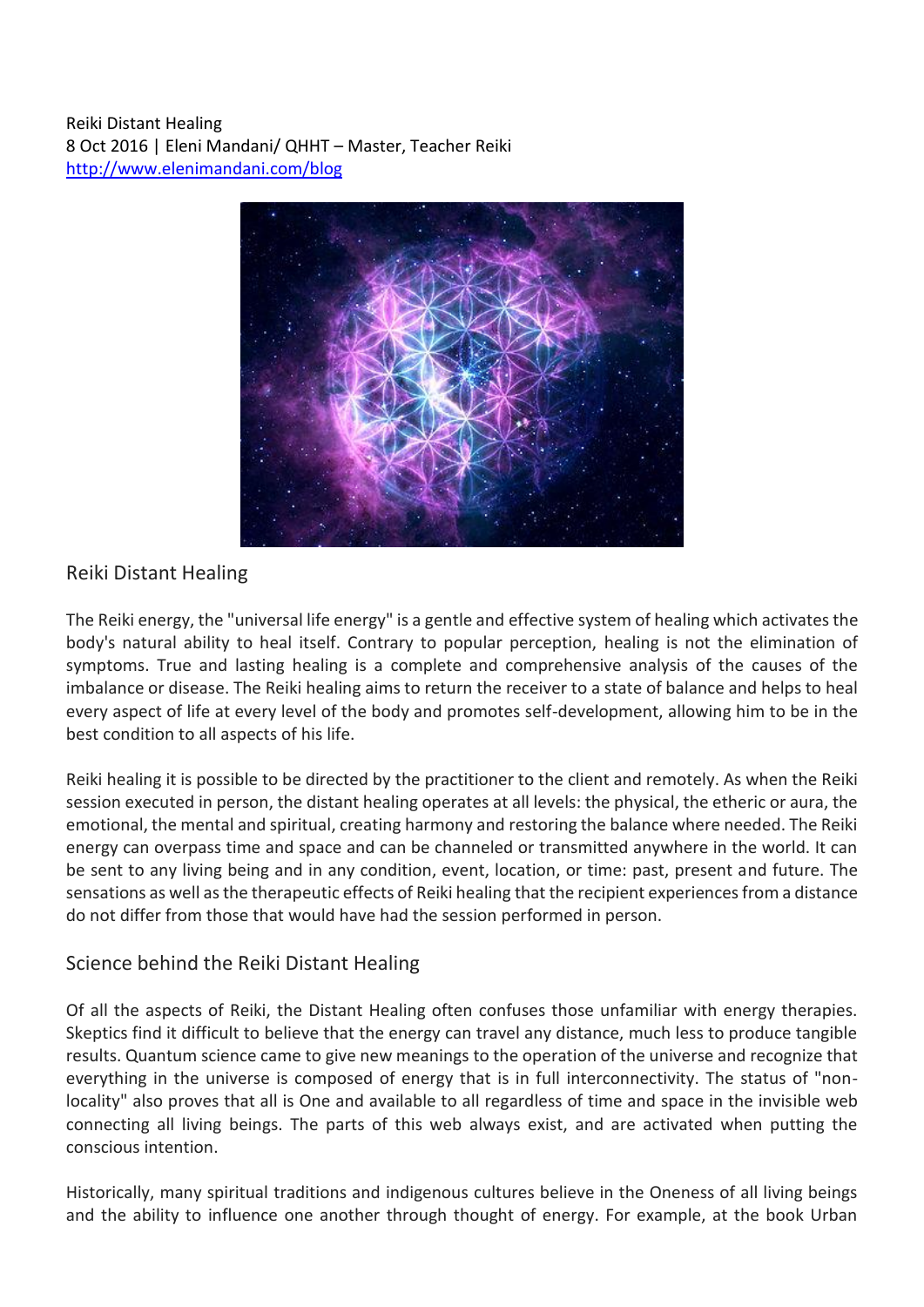Reiki Distant Healing
8 Oct 2016 | Eleni Mandani/ QHHT – Master, Teacher Reiki
http://www.elenimandani.com/blog

## Reiki Distant Healing

The Reiki energy, the "universal life energy" is a gentle and effective system of healing which activates the body's natural ability to heal itself. Contrary to popular perception, healing is not the elimination of symptoms. True and lasting healing is a complete and comprehensive analysis of the causes of the imbalance or disease. The Reiki healing aims to return the receiver to a state of balance and helps to heal every aspect of life at every level of the body and promotes self-development, allowing him to be in the best condition to all aspects of his life.

Reiki healing it is possible to be directed by the practitioner to the client and remotely. As when the Reiki session executed in person, the distant healing operates at all levels: the physical, the etheric or aura, the emotional, the mental and spiritual, creating harmony and restoring the balance where needed. The Reiki energy can overpass time and space and can be channeled or transmitted anywhere in the world. It can be sent to any living being and in any condition, event, location, or time: past, present and future. The sensations as well as the therapeutic effects of Reiki healing that the recipient experiences from a distance do not differ from those that would have had the session performed in person.

## Science behind the Reiki Distant Healing

Of all the aspects of Reiki, the Distant Healing often confuses those unfamiliar with energy therapies. Skeptics find it difficult to believe that the energy can travel any distance, much less to produce tangible results. Quantum science came to give new meanings to the operation of the universe and recognize that everything in the universe is composed of energy that is in full interconnectivity. The status of "non-locality" also proves that all is One and available to all regardless of time and space in the invisible web connecting all living beings. The parts of this web always exist, and are activated when putting the conscious intention.

Historically, many spiritual traditions and indigenous cultures believe in the Oneness of all living beings and the ability to influence one another through thought of energy. For example, at the book Urban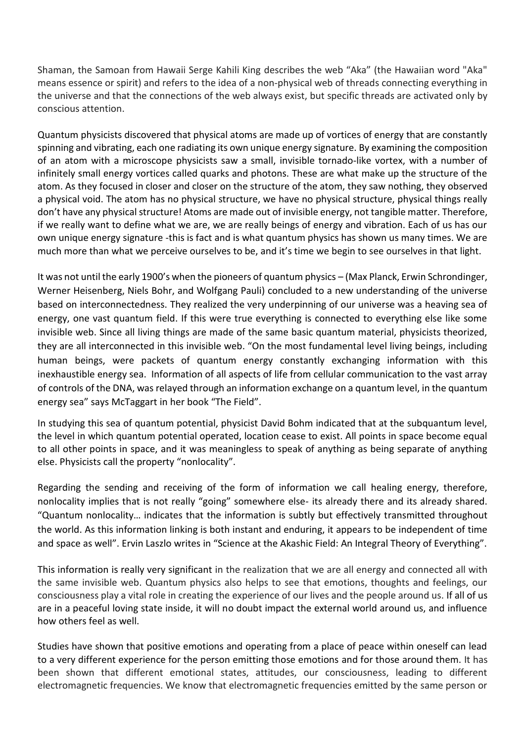Shaman, the Samoan from Hawaii Serge Kahili King describes the web "Aka" (the Hawaiian word "Aka" means essence or spirit) and refers to the idea of a non-physical web of threads connecting everything in the universe and that the connections of the web always exist, but specific threads are activated only by conscious attention.

Quantum physicists discovered that physical atoms are made up of vortices of energy that are constantly spinning and vibrating, each one radiating its own unique energy signature. By examining the composition of an atom with a microscope physicists saw a small, invisible tornado-like vortex, with a number of infinitely small energy vortices called quarks and photons. These are what make up the structure of the atom. As they focused in closer and closer on the structure of the atom, they saw nothing, they observed a physical void. The atom has no physical structure, we have no physical structure, physical things really don't have any physical structure! Atoms are made out of invisible energy, not tangible matter. Therefore, if we really want to define what we are, we are really beings of energy and vibration. Each of us has our own unique energy signature -this is fact and is what quantum physics has shown us many times. We are much more than what we perceive ourselves to be, and it's time we begin to see ourselves in that light.

It was not until the early 1900's when the pioneers of quantum physics – (Max Planck, Erwin Schrondinger, Werner Heisenberg, Niels Bohr, and Wolfgang Pauli) concluded to a new understanding of the universe based on interconnectedness. They realized the very underpinning of our universe was a heaving sea of energy, one vast quantum field. If this were true everything is connected to everything else like some invisible web. Since all living things are made of the same basic quantum material, physicists theorized, they are all interconnected in this invisible web. "On the most fundamental level living beings, including human beings, were packets of quantum energy constantly exchanging information with this inexhaustible energy sea. Information of all aspects of life from cellular communication to the vast array of controls of the DNA, was relayed through an information exchange on a quantum level, in the quantum energy sea" says McTaggart in her book "The Field".

In studying this sea of quantum potential, physicist David Bohm indicated that at the subquantum level, the level in which quantum potential operated, location cease to exist. All points in space become equal to all other points in space, and it was meaningless to speak of anything as being separate of anything else. Physicists call the property "nonlocality".

Regarding the sending and receiving of the form of information we call healing energy, therefore, nonlocality implies that is not really "going" somewhere else- its already there and its already shared. "Quantum nonlocality… indicates that the information is subtly but effectively transmitted throughout the world. As this information linking is both instant and enduring, it appears to be independent of time and space as well". Ervin Laszlo writes in "Science at the Akashic Field: An Integral Theory of Everything".

This information is really very significant in the realization that we are all energy and connected all with the same invisible web. Quantum physics also helps to see that emotions, thoughts and feelings, our consciousness play a vital role in creating the experience of our lives and the people around us. If all of us are in a peaceful loving state inside, it will no doubt impact the external world around us, and influence how others feel as well.

Studies have shown that positive emotions and operating from a place of peace within oneself can lead to a very different experience for the person emitting those emotions and for those around them. It has been shown that different emotional states, attitudes, our consciousness, leading to different electromagnetic frequencies. We know that electromagnetic frequencies emitted by the same person or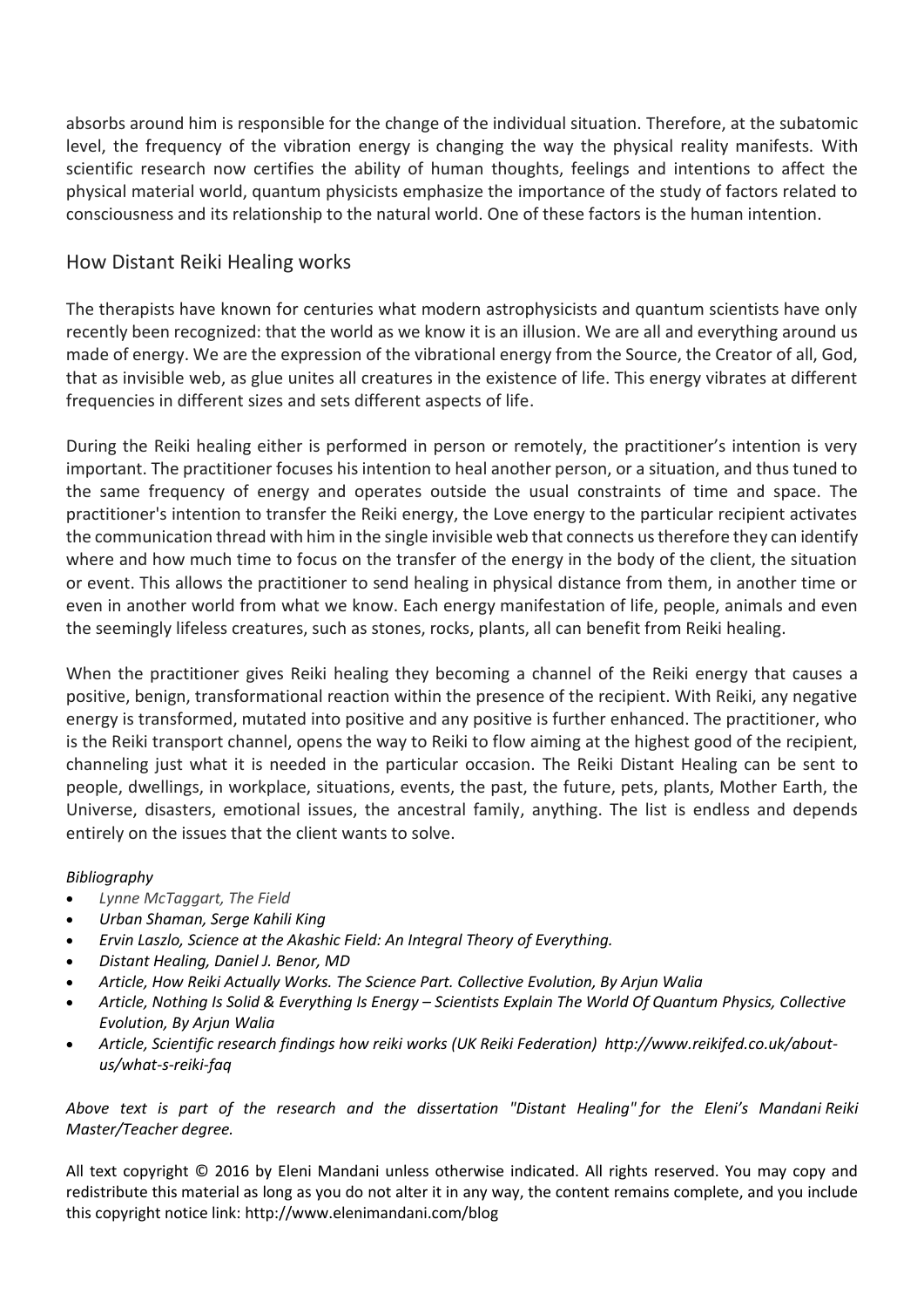absorbs around him is responsible for the change of the individual situation. Therefore, at the subatomic level, the frequency of the vibration energy is changing the way the physical reality manifests. With scientific research now certifies the ability of human thoughts, feelings and intentions to affect the physical material world, quantum physicists emphasize the importance of the study of factors related to consciousness and its relationship to the natural world. One of these factors is the human intention.

## How Distant Reiki Healing works

The therapists have known for centuries what modern astrophysicists and quantum scientists have only recently been recognized: that the world as we know it is an illusion. We are all and everything around us made of energy. We are the expression of the vibrational energy from the Source, the Creator of all, God, that as invisible web, as glue unites all creatures in the existence of life. This energy vibrates at different frequencies in different sizes and sets different aspects of life.

During the Reiki healing either is performed in person or remotely, the practitioner's intention is very important. The practitioner focuses his intention to heal another person, or a situation, and thus tuned to the same frequency of energy and operates outside the usual constraints of time and space. The practitioner's intention to transfer the Reiki energy, the Love energy to the particular recipient activates the communication thread with him in the single invisible web that connects us therefore they can identify where and how much time to focus on the transfer of the energy in the body of the client, the situation or event. This allows the practitioner to send healing in physical distance from them, in another time or even in another world from what we know. Each energy manifestation of life, people, animals and even the seemingly lifeless creatures, such as stones, rocks, plants, all can benefit from Reiki healing.

When the practitioner gives Reiki healing they becoming a channel of the Reiki energy that causes a positive, benign, transformational reaction within the presence of the recipient. With Reiki, any negative energy is transformed, mutated into positive and any positive is further enhanced. The practitioner, who is the Reiki transport channel, opens the way to Reiki to flow aiming at the highest good of the recipient, channeling just what it is needed in the particular occasion. The Reiki Distant Healing can be sent to people, dwellings, in workplace, situations, events, the past, the future, pets, plants, Mother Earth, the Universe, disasters, emotional issues, the ancestral family, anything. The list is endless and depends entirely on the issues that the client wants to solve.

*Bibliography*

- *Lynne McTaggart, The Field*
- *Urban Shaman, Serge Kahili King*
- *Ervin Laszlo, Science at the Akashic Field: An Integral Theory of Everything.*
- *Distant Healing, Daniel J. Benor, MD*
- *Article, How Reiki Actually Works. The Science Part. Collective Evolution, By Arjun Walia*
- *Article, Nothing Is Solid & Everything Is Energy – Scientists Explain The World Of Quantum Physics, Collective Evolution, By Arjun Walia*
- *Article, Scientific research findings how reiki works (UK Reiki Federation) http://www.reikifed.co.uk/about-us/what-s-reiki-faq*

*Above text is part of the research and the dissertation "Distant Healing" for the Eleni's Mandani Reiki Master/Teacher degree.*

All text copyright © 2016 by Eleni Mandani unless otherwise indicated. All rights reserved. You may copy and redistribute this material as long as you do not alter it in any way, the content remains complete, and you include this copyright notice link: http://www.elenimandani.com/blog